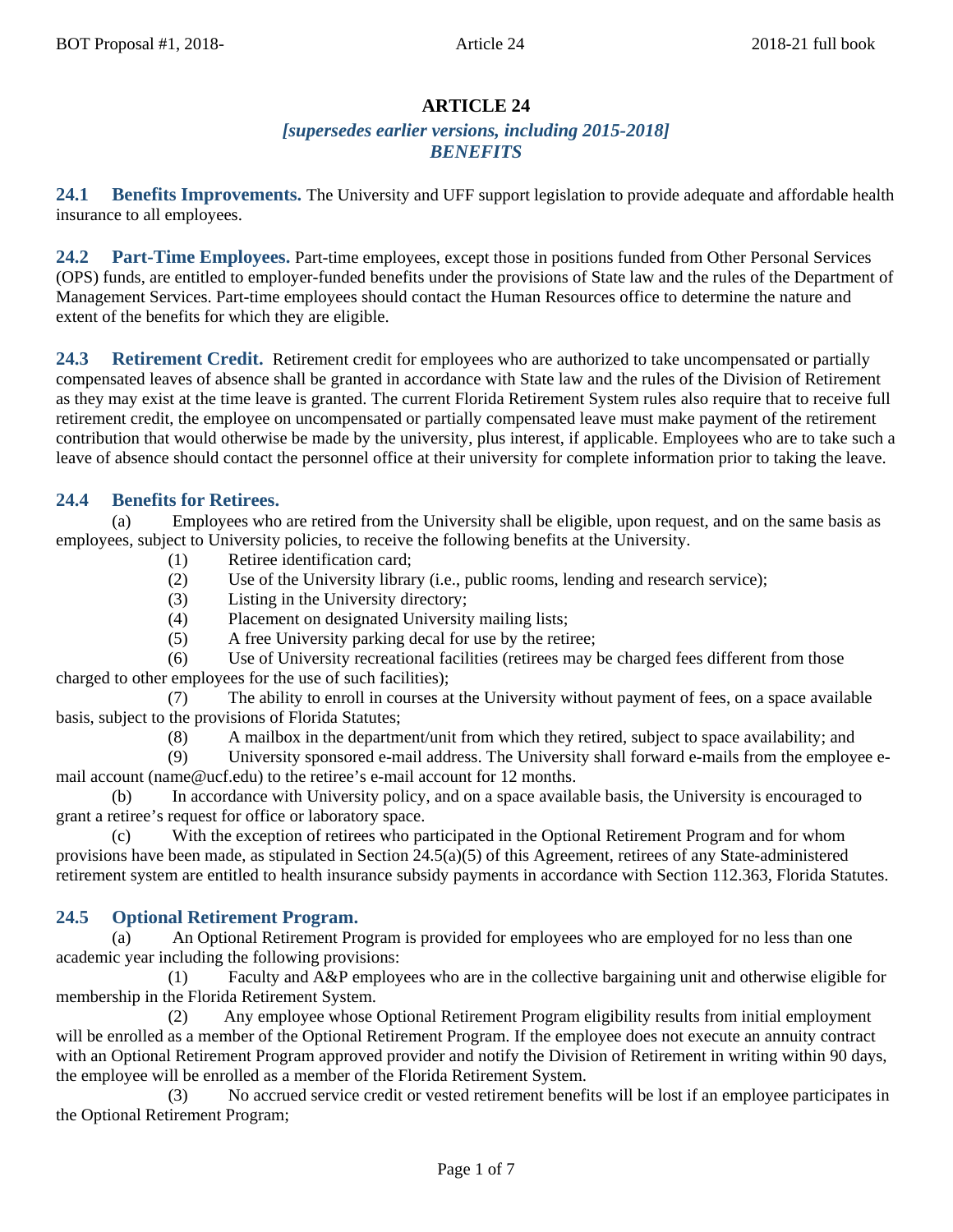# ARTICLE 24

***[supersedes earlier versions, including 2015-2018]***
***BENEFITS***

**24.1 Benefits Improvements.** The University and UFF support legislation to provide adequate and affordable health insurance to all employees.

**24.2 Part-Time Employees.** Part-time employees, except those in positions funded from Other Personal Services (OPS) funds, are entitled to employer-funded benefits under the provisions of State law and the rules of the Department of Management Services. Part-time employees should contact the Human Resources office to determine the nature and extent of the benefits for which they are eligible.

**24.3 Retirement Credit.** Retirement credit for employees who are authorized to take uncompensated or partially compensated leaves of absence shall be granted in accordance with State law and the rules of the Division of Retirement as they may exist at the time leave is granted. The current Florida Retirement System rules also require that to receive full retirement credit, the employee on uncompensated or partially compensated leave must make payment of the retirement contribution that would otherwise be made by the university, plus interest, if applicable. Employees who are to take such a leave of absence should contact the personnel office at their university for complete information prior to taking the leave.

## 24.4 Benefits for Retirees.

(a) Employees who are retired from the University shall be eligible, upon request, and on the same basis as employees, subject to University policies, to receive the following benefits at the University.

(1) Retiree identification card;

(2) Use of the University library (i.e., public rooms, lending and research service);

(3) Listing in the University directory;

(4) Placement on designated University mailing lists;

(5) A free University parking decal for use by the retiree;

(6) Use of University recreational facilities (retirees may be charged fees different from those charged to other employees for the use of such facilities);

(7) The ability to enroll in courses at the University without payment of fees, on a space available basis, subject to the provisions of Florida Statutes;

(8) A mailbox in the department/unit from which they retired, subject to space availability; and

(9) University sponsored e-mail address. The University shall forward e-mails from the employee e-mail account (name@ucf.edu) to the retiree's e-mail account for 12 months.

(b) In accordance with University policy, and on a space available basis, the University is encouraged to grant a retiree's request for office or laboratory space.

(c) With the exception of retirees who participated in the Optional Retirement Program and for whom provisions have been made, as stipulated in Section 24.5(a)(5) of this Agreement, retirees of any State-administered retirement system are entitled to health insurance subsidy payments in accordance with Section 112.363, Florida Statutes.

## 24.5 Optional Retirement Program.

(a) An Optional Retirement Program is provided for employees who are employed for no less than one academic year including the following provisions:

(1) Faculty and A&P employees who are in the collective bargaining unit and otherwise eligible for membership in the Florida Retirement System.

(2) Any employee whose Optional Retirement Program eligibility results from initial employment will be enrolled as a member of the Optional Retirement Program. If the employee does not execute an annuity contract with an Optional Retirement Program approved provider and notify the Division of Retirement in writing within 90 days, the employee will be enrolled as a member of the Florida Retirement System.

(3) No accrued service credit or vested retirement benefits will be lost if an employee participates in the Optional Retirement Program;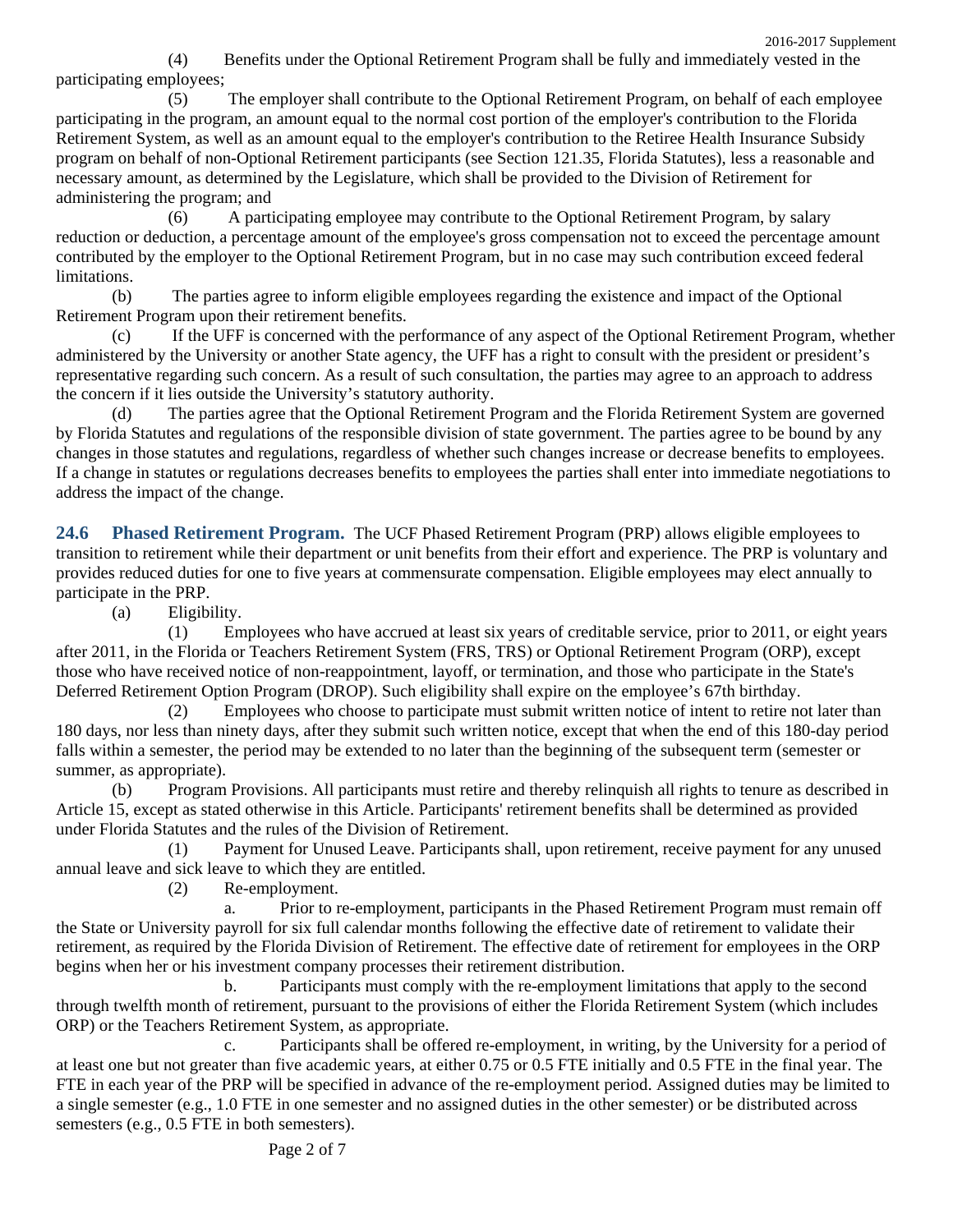(4) Benefits under the Optional Retirement Program shall be fully and immediately vested in the participating employees;

(5) The employer shall contribute to the Optional Retirement Program, on behalf of each employee participating in the program, an amount equal to the normal cost portion of the employer's contribution to the Florida Retirement System, as well as an amount equal to the employer's contribution to the Retiree Health Insurance Subsidy program on behalf of non-Optional Retirement participants (see Section 121.35, Florida Statutes), less a reasonable and necessary amount, as determined by the Legislature, which shall be provided to the Division of Retirement for administering the program; and

(6) A participating employee may contribute to the Optional Retirement Program, by salary reduction or deduction, a percentage amount of the employee's gross compensation not to exceed the percentage amount contributed by the employer to the Optional Retirement Program, but in no case may such contribution exceed federal limitations.

(b) The parties agree to inform eligible employees regarding the existence and impact of the Optional Retirement Program upon their retirement benefits.

(c) If the UFF is concerned with the performance of any aspect of the Optional Retirement Program, whether administered by the University or another State agency, the UFF has a right to consult with the president or president's representative regarding such concern. As a result of such consultation, the parties may agree to an approach to address the concern if it lies outside the University's statutory authority.

(d) The parties agree that the Optional Retirement Program and the Florida Retirement System are governed by Florida Statutes and regulations of the responsible division of state government. The parties agree to be bound by any changes in those statutes and regulations, regardless of whether such changes increase or decrease benefits to employees. If a change in statutes or regulations decreases benefits to employees the parties shall enter into immediate negotiations to address the impact of the change.

**24.6 Phased Retirement Program.** The UCF Phased Retirement Program (PRP) allows eligible employees to transition to retirement while their department or unit benefits from their effort and experience. The PRP is voluntary and provides reduced duties for one to five years at commensurate compensation. Eligible employees may elect annually to participate in the PRP.

(a) Eligibility.

(1) Employees who have accrued at least six years of creditable service, prior to 2011, or eight years after 2011, in the Florida or Teachers Retirement System (FRS, TRS) or Optional Retirement Program (ORP), except those who have received notice of non-reappointment, layoff, or termination, and those who participate in the State's Deferred Retirement Option Program (DROP). Such eligibility shall expire on the employee's 67th birthday.

(2) Employees who choose to participate must submit written notice of intent to retire not later than 180 days, nor less than ninety days, after they submit such written notice, except that when the end of this 180-day period falls within a semester, the period may be extended to no later than the beginning of the subsequent term (semester or summer, as appropriate).

(b) Program Provisions. All participants must retire and thereby relinquish all rights to tenure as described in Article 15, except as stated otherwise in this Article. Participants' retirement benefits shall be determined as provided under Florida Statutes and the rules of the Division of Retirement.

(1) Payment for Unused Leave. Participants shall, upon retirement, receive payment for any unused annual leave and sick leave to which they are entitled.

(2) Re-employment.

a. Prior to re-employment, participants in the Phased Retirement Program must remain off the State or University payroll for six full calendar months following the effective date of retirement to validate their retirement, as required by the Florida Division of Retirement. The effective date of retirement for employees in the ORP begins when her or his investment company processes their retirement distribution.

b. Participants must comply with the re-employment limitations that apply to the second through twelfth month of retirement, pursuant to the provisions of either the Florida Retirement System (which includes ORP) or the Teachers Retirement System, as appropriate.

c. Participants shall be offered re-employment, in writing, by the University for a period of at least one but not greater than five academic years, at either 0.75 or 0.5 FTE initially and 0.5 FTE in the final year. The FTE in each year of the PRP will be specified in advance of the re-employment period. Assigned duties may be limited to a single semester (e.g., 1.0 FTE in one semester and no assigned duties in the other semester) or be distributed across semesters (e.g., 0.5 FTE in both semesters).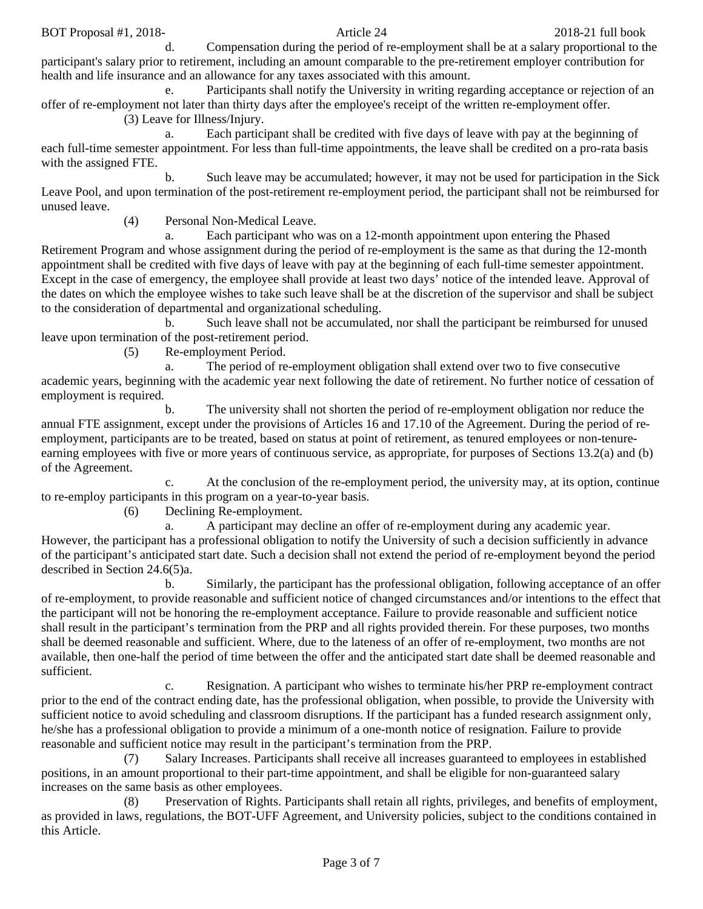d. Compensation during the period of re-employment shall be at a salary proportional to the participant's salary prior to retirement, including an amount comparable to the pre-retirement employer contribution for health and life insurance and an allowance for any taxes associated with this amount.

e. Participants shall notify the University in writing regarding acceptance or rejection of an offer of re-employment not later than thirty days after the employee's receipt of the written re-employment offer.

(3) Leave for Illness/Injury.

a. Each participant shall be credited with five days of leave with pay at the beginning of each full-time semester appointment. For less than full-time appointments, the leave shall be credited on a pro-rata basis with the assigned FTE.

b. Such leave may be accumulated; however, it may not be used for participation in the Sick Leave Pool, and upon termination of the post-retirement re-employment period, the participant shall not be reimbursed for unused leave.

(4) Personal Non-Medical Leave.

a. Each participant who was on a 12-month appointment upon entering the Phased Retirement Program and whose assignment during the period of re-employment is the same as that during the 12-month appointment shall be credited with five days of leave with pay at the beginning of each full-time semester appointment. Except in the case of emergency, the employee shall provide at least two days' notice of the intended leave. Approval of the dates on which the employee wishes to take such leave shall be at the discretion of the supervisor and shall be subject to the consideration of departmental and organizational scheduling.

b. Such leave shall not be accumulated, nor shall the participant be reimbursed for unused leave upon termination of the post-retirement period.

(5) Re-employment Period.

a. The period of re-employment obligation shall extend over two to five consecutive academic years, beginning with the academic year next following the date of retirement. No further notice of cessation of employment is required.

b. The university shall not shorten the period of re-employment obligation nor reduce the annual FTE assignment, except under the provisions of Articles 16 and 17.10 of the Agreement. During the period of re-employment, participants are to be treated, based on status at point of retirement, as tenured employees or non-tenure-earning employees with five or more years of continuous service, as appropriate, for purposes of Sections 13.2(a) and (b) of the Agreement.

c. At the conclusion of the re-employment period, the university may, at its option, continue to re-employ participants in this program on a year-to-year basis.

(6) Declining Re-employment.

a. A participant may decline an offer of re-employment during any academic year. However, the participant has a professional obligation to notify the University of such a decision sufficiently in advance of the participant's anticipated start date. Such a decision shall not extend the period of re-employment beyond the period described in Section 24.6(5)a.

b. Similarly, the participant has the professional obligation, following acceptance of an offer of re-employment, to provide reasonable and sufficient notice of changed circumstances and/or intentions to the effect that the participant will not be honoring the re-employment acceptance. Failure to provide reasonable and sufficient notice shall result in the participant's termination from the PRP and all rights provided therein. For these purposes, two months shall be deemed reasonable and sufficient. Where, due to the lateness of an offer of re-employment, two months are not available, then one-half the period of time between the offer and the anticipated start date shall be deemed reasonable and sufficient.

c. Resignation. A participant who wishes to terminate his/her PRP re-employment contract prior to the end of the contract ending date, has the professional obligation, when possible, to provide the University with sufficient notice to avoid scheduling and classroom disruptions. If the participant has a funded research assignment only, he/she has a professional obligation to provide a minimum of a one-month notice of resignation. Failure to provide reasonable and sufficient notice may result in the participant's termination from the PRP.

(7) Salary Increases. Participants shall receive all increases guaranteed to employees in established positions, in an amount proportional to their part-time appointment, and shall be eligible for non-guaranteed salary increases on the same basis as other employees.

(8) Preservation of Rights. Participants shall retain all rights, privileges, and benefits of employment, as provided in laws, regulations, the BOT-UFF Agreement, and University policies, subject to the conditions contained in this Article.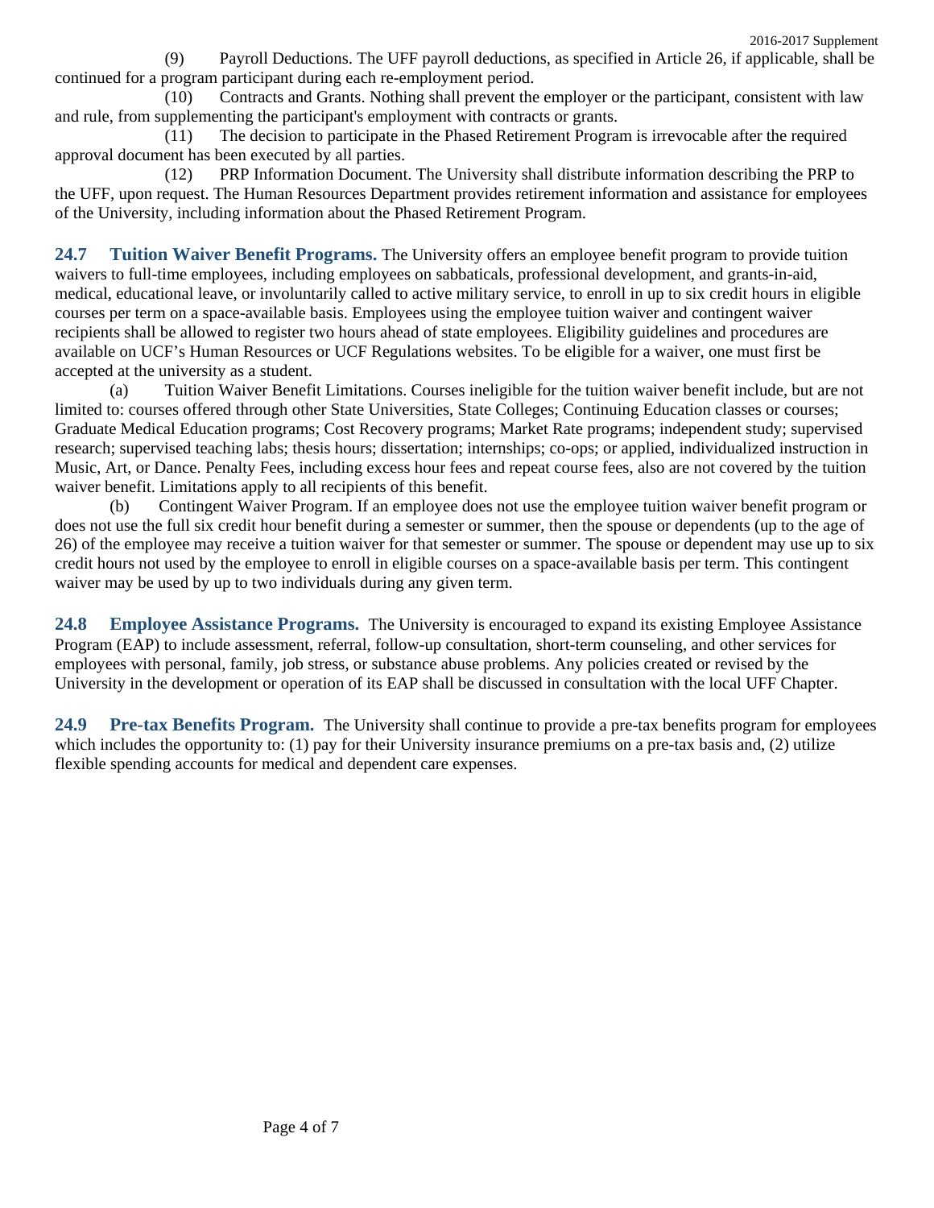(9) Payroll Deductions. The UFF payroll deductions, as specified in Article 26, if applicable, shall be continued for a program participant during each re-employment period.

(10) Contracts and Grants. Nothing shall prevent the employer or the participant, consistent with law and rule, from supplementing the participant's employment with contracts or grants.

(11) The decision to participate in the Phased Retirement Program is irrevocable after the required approval document has been executed by all parties.

(12) PRP Information Document. The University shall distribute information describing the PRP to the UFF, upon request. The Human Resources Department provides retirement information and assistance for employees of the University, including information about the Phased Retirement Program.

**24.7 Tuition Waiver Benefit Programs.** The University offers an employee benefit program to provide tuition waivers to full-time employees, including employees on sabbaticals, professional development, and grants-in-aid, medical, educational leave, or involuntarily called to active military service, to enroll in up to six credit hours in eligible courses per term on a space-available basis. Employees using the employee tuition waiver and contingent waiver recipients shall be allowed to register two hours ahead of state employees. Eligibility guidelines and procedures are available on UCF's Human Resources or UCF Regulations websites. To be eligible for a waiver, one must first be accepted at the university as a student.

(a) Tuition Waiver Benefit Limitations. Courses ineligible for the tuition waiver benefit include, but are not limited to: courses offered through other State Universities, State Colleges; Continuing Education classes or courses; Graduate Medical Education programs; Cost Recovery programs; Market Rate programs; independent study; supervised research; supervised teaching labs; thesis hours; dissertation; internships; co-ops; or applied, individualized instruction in Music, Art, or Dance. Penalty Fees, including excess hour fees and repeat course fees, also are not covered by the tuition waiver benefit. Limitations apply to all recipients of this benefit.

(b) Contingent Waiver Program. If an employee does not use the employee tuition waiver benefit program or does not use the full six credit hour benefit during a semester or summer, then the spouse or dependents (up to the age of 26) of the employee may receive a tuition waiver for that semester or summer. The spouse or dependent may use up to six credit hours not used by the employee to enroll in eligible courses on a space-available basis per term. This contingent waiver may be used by up to two individuals during any given term.

**24.8 Employee Assistance Programs.** The University is encouraged to expand its existing Employee Assistance Program (EAP) to include assessment, referral, follow-up consultation, short-term counseling, and other services for employees with personal, family, job stress, or substance abuse problems. Any policies created or revised by the University in the development or operation of its EAP shall be discussed in consultation with the local UFF Chapter.

**24.9 Pre-tax Benefits Program.** The University shall continue to provide a pre-tax benefits program for employees which includes the opportunity to: (1) pay for their University insurance premiums on a pre-tax basis and, (2) utilize flexible spending accounts for medical and dependent care expenses.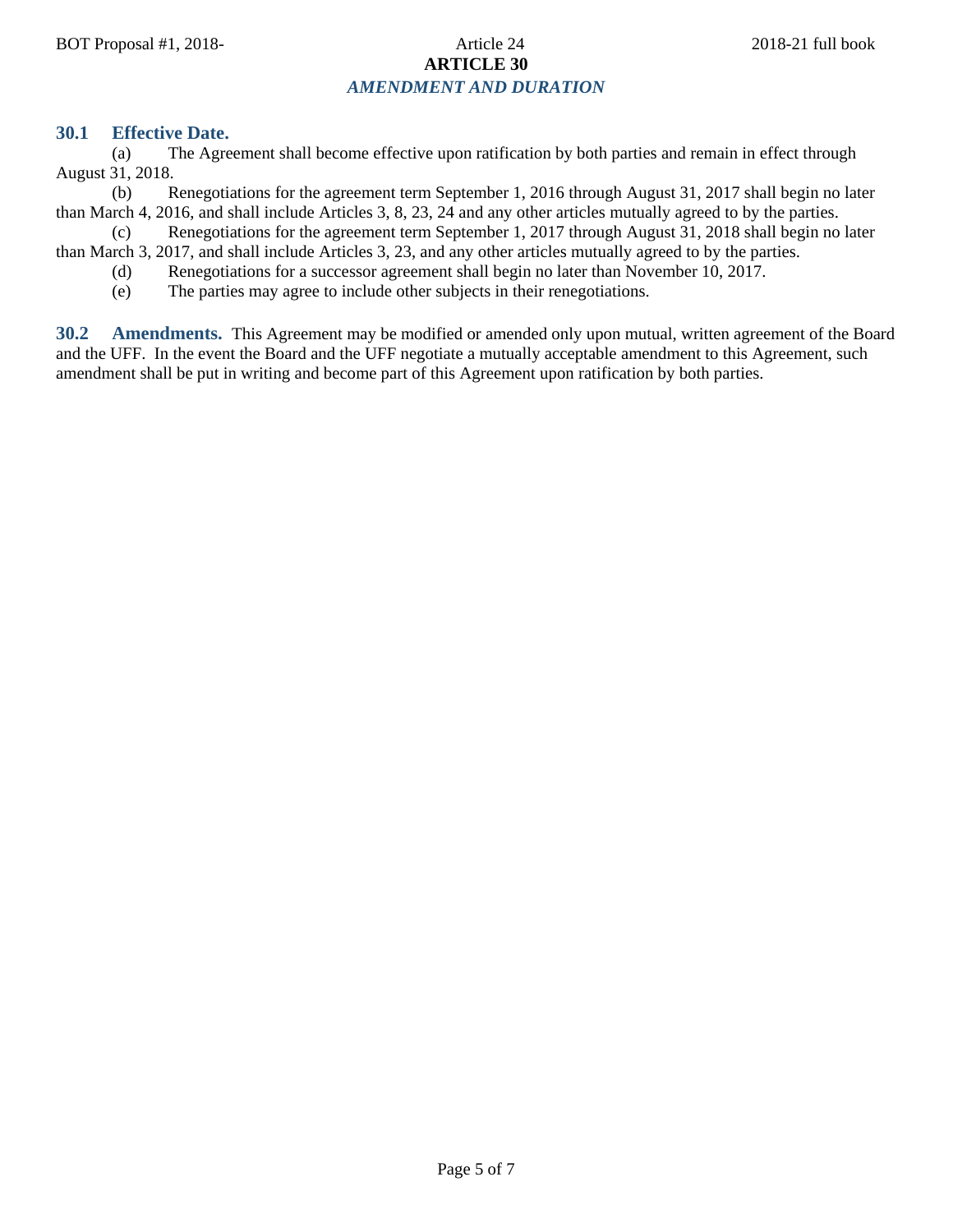# ARTICLE 30

## *AMENDMENT AND DURATION*

### 30.1 Effective Date.

(a) The Agreement shall become effective upon ratification by both parties and remain in effect through August 31, 2018.

(b) Renegotiations for the agreement term September 1, 2016 through August 31, 2017 shall begin no later than March 4, 2016, and shall include Articles 3, 8, 23, 24 and any other articles mutually agreed to by the parties.

(c) Renegotiations for the agreement term September 1, 2017 through August 31, 2018 shall begin no later than March 3, 2017, and shall include Articles 3, 23, and any other articles mutually agreed to by the parties.

(d) Renegotiations for a successor agreement shall begin no later than November 10, 2017.

(e) The parties may agree to include other subjects in their renegotiations.

**30.2 Amendments.** This Agreement may be modified or amended only upon mutual, written agreement of the Board and the UFF. In the event the Board and the UFF negotiate a mutually acceptable amendment to this Agreement, such amendment shall be put in writing and become part of this Agreement upon ratification by both parties.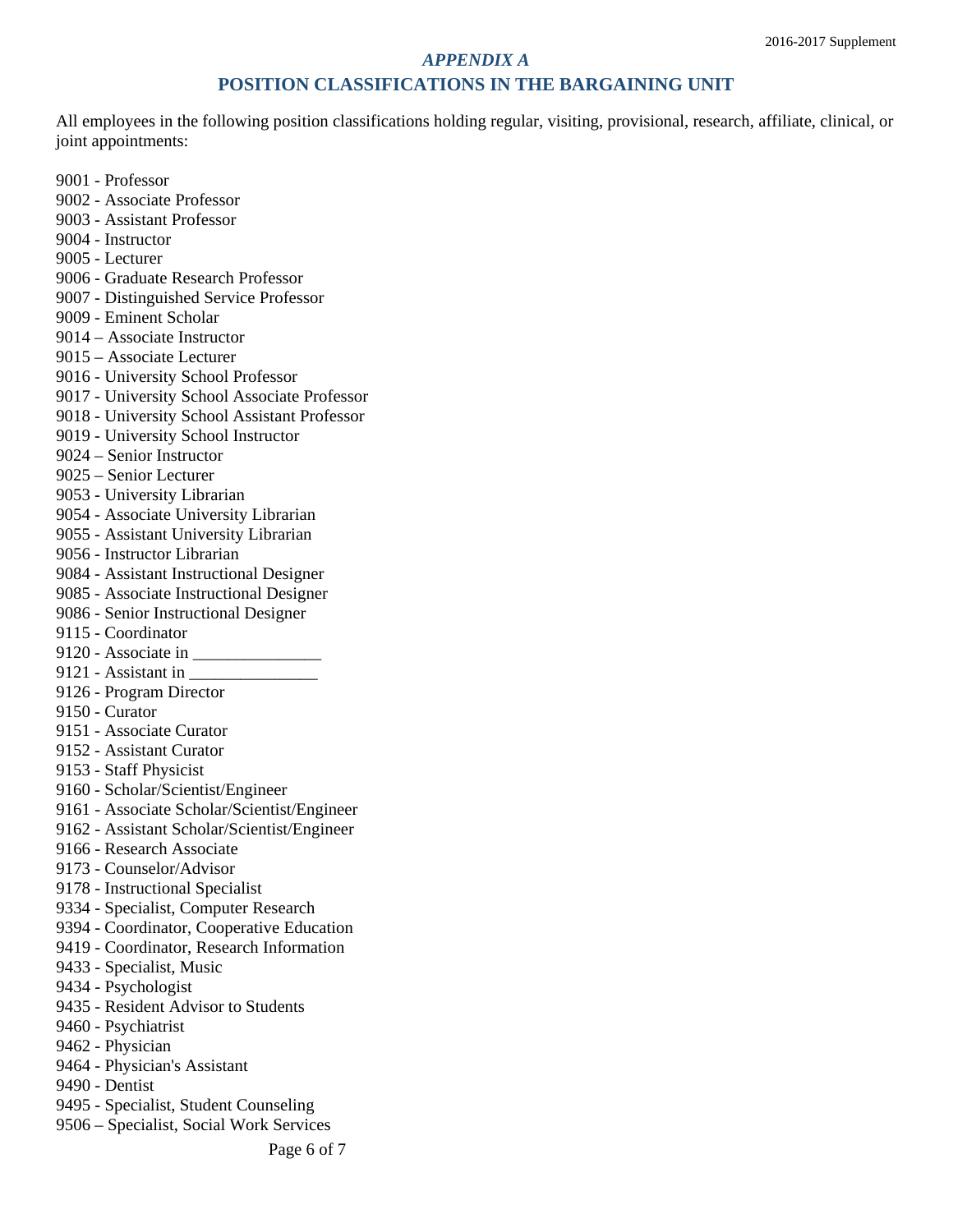## *APPENDIX A*

## POSITION CLASSIFICATIONS IN THE BARGAINING UNIT

All employees in the following position classifications holding regular, visiting, provisional, research, affiliate, clinical, or joint appointments:

9001 - Professor
9002 - Associate Professor
9003 - Assistant Professor
9004 - Instructor
9005 - Lecturer
9006 - Graduate Research Professor
9007 - Distinguished Service Professor
9009 - Eminent Scholar
9014 – Associate Instructor
9015 – Associate Lecturer
9016 - University School Professor
9017 - University School Associate Professor
9018 - University School Assistant Professor
9019 - University School Instructor
9024 – Senior Instructor
9025 – Senior Lecturer
9053 - University Librarian
9054 - Associate University Librarian
9055 - Assistant University Librarian
9056 - Instructor Librarian
9084 - Assistant Instructional Designer
9085 - Associate Instructional Designer
9086 - Senior Instructional Designer
9115 - Coordinator
9120 - Associate in _______________
9121 - Assistant in _______________
9126 - Program Director
9150 - Curator
9151 - Associate Curator
9152 - Assistant Curator
9153 - Staff Physicist
9160 - Scholar/Scientist/Engineer
9161 - Associate Scholar/Scientist/Engineer
9162 - Assistant Scholar/Scientist/Engineer
9166 - Research Associate
9173 - Counselor/Advisor
9178 - Instructional Specialist
9334 - Specialist, Computer Research
9394 - Coordinator, Cooperative Education
9419 - Coordinator, Research Information
9433 - Specialist, Music
9434 - Psychologist
9435 - Resident Advisor to Students
9460 - Psychiatrist
9462 - Physician
9464 - Physician's Assistant
9490 - Dentist
9495 - Specialist, Student Counseling
9506 – Specialist, Social Work Services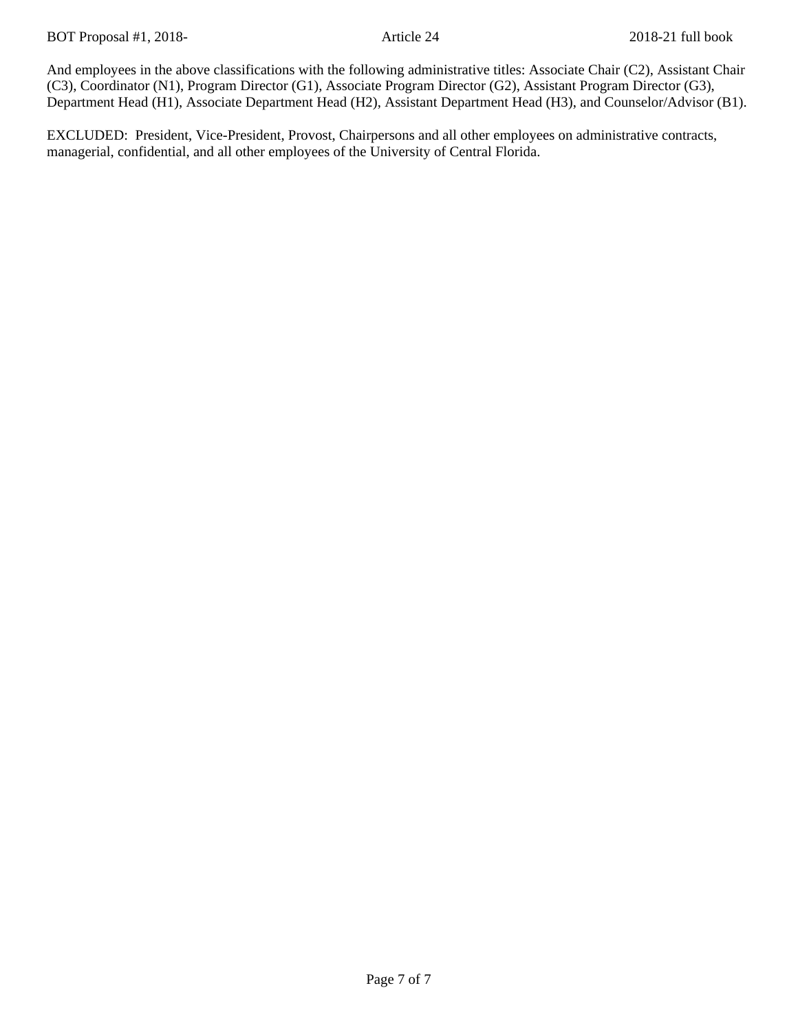And employees in the above classifications with the following administrative titles: Associate Chair (C2), Assistant Chair (C3), Coordinator (N1), Program Director (G1), Associate Program Director (G2), Assistant Program Director (G3), Department Head (H1), Associate Department Head (H2), Assistant Department Head (H3), and Counselor/Advisor (B1).

EXCLUDED: President, Vice-President, Provost, Chairpersons and all other employees on administrative contracts, managerial, confidential, and all other employees of the University of Central Florida.